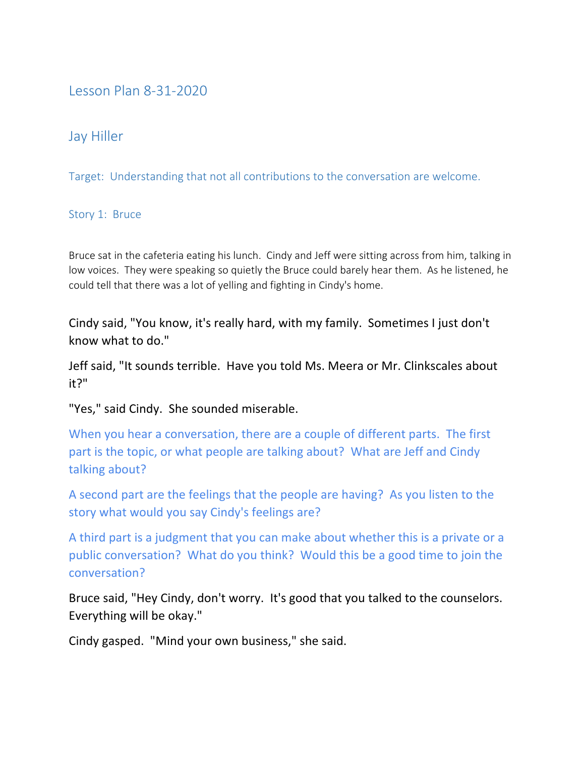# Lesson Plan 8-31-2020

## Jay Hiller

Target: Understanding that not all contributions to the conversation are welcome.

### Story 1: Bruce

Bruce sat in the cafeteria eating his lunch. Cindy and Jeff were sitting across from him, talking in low voices. They were speaking so quietly the Bruce could barely hear them. As he listened, he could tell that there was a lot of yelling and fighting in Cindy's home.

Cindy said, "You know, it's really hard, with my family. Sometimes I just don't know what to do."

Jeff said, "It sounds terrible. Have you told Ms. Meera or Mr. Clinkscales about it?"

"Yes," said Cindy. She sounded miserable.

When you hear a conversation, there are a couple of different parts. The first part is the topic, or what people are talking about? What are Jeff and Cindy talking about?

A second part are the feelings that the people are having? As you listen to the story what would you say Cindy's feelings are?

A third part is a judgment that you can make about whether this is a private or a public conversation? What do you think? Would this be a good time to join the conversation?

Bruce said, "Hey Cindy, don't worry. It's good that you talked to the counselors. Everything will be okay."

Cindy gasped. "Mind your own business," she said.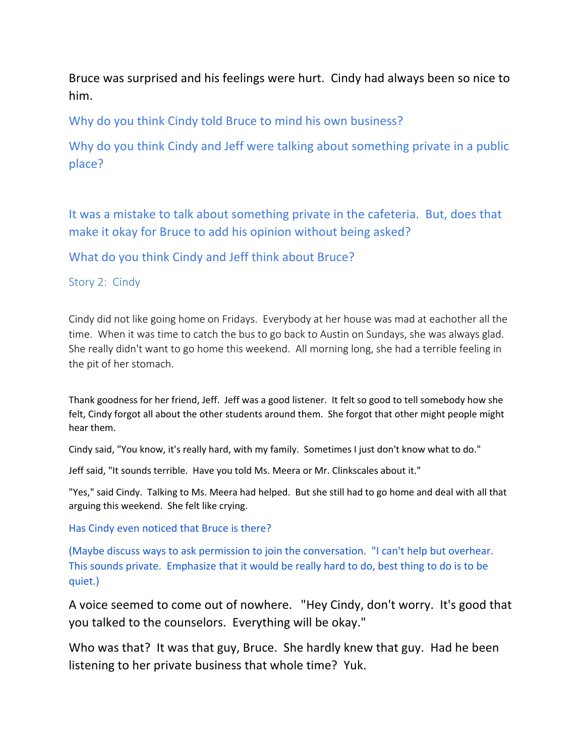Bruce was surprised and his feelings were hurt. Cindy had always been so nice to him.

Why do you think Cindy told Bruce to mind his own business?

Why do you think Cindy and Jeff were talking about something private in a public place?

It was a mistake to talk about something private in the cafeteria. But, does that make it okay for Bruce to add his opinion without being asked?

What do you think Cindy and Jeff think about Bruce?

## Story 2: Cindy

Cindy did not like going home on Fridays. Everybody at her house was mad at eachother all the time. When it was time to catch the bus to go back to Austin on Sundays, she was always glad. She really didn't want to go home this weekend. All morning long, she had a terrible feeling in the pit of her stomach.

Thank goodness for her friend, Jeff. Jeff was a good listener. It felt so good to tell somebody how she felt, Cindy forgot all about the other students around them. She forgot that other might people might hear them.

Cindy said, "You know, it's really hard, with my family. Sometimes I just don't know what to do."

Jeff said, "It sounds terrible. Have you told Ms. Meera or Mr. Clinkscales about it."

"Yes," said Cindy. Talking to Ms. Meera had helped. But she still had to go home and deal with all that arguing this weekend. She felt like crying.

Has Cindy even noticed that Bruce is there?

(Maybe discuss ways to ask permission to join the conversation. "I can't help but overhear. This sounds private. Emphasize that it would be really hard to do, best thing to do is to be quiet.)

A voice seemed to come out of nowhere. "Hey Cindy, don't worry. It's good that you talked to the counselors. Everything will be okay."

Who was that? It was that guy, Bruce. She hardly knew that guy. Had he been listening to her private business that whole time? Yuk.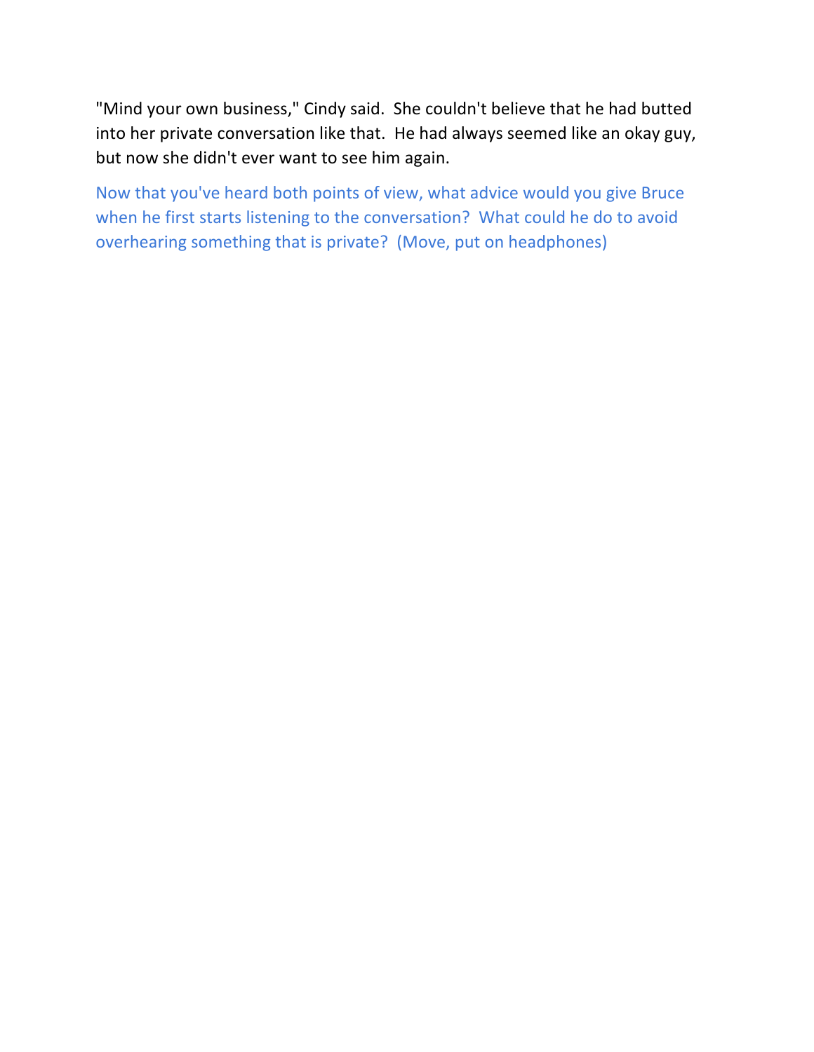"Mind your own business," Cindy said. She couldn't believe that he had butted into her private conversation like that. He had always seemed like an okay guy, but now she didn't ever want to see him again.

Now that you've heard both points of view, what advice would you give Bruce when he first starts listening to the conversation? What could he do to avoid overhearing something that is private? (Move, put on headphones)